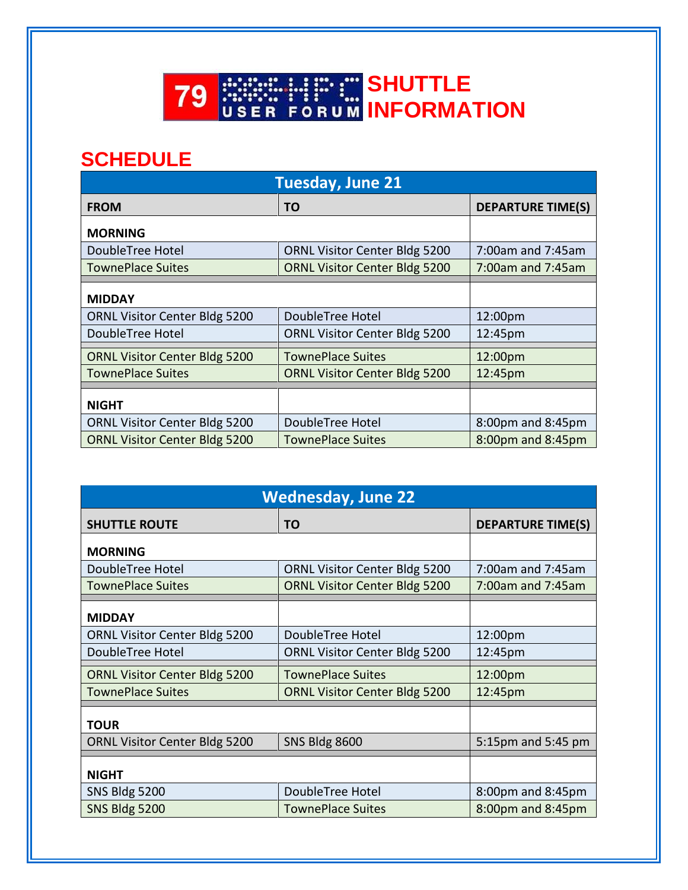# 79 HPC USER FORUM SHUTTLE INFORMATION

## SCHEDULE

| Tuesday, June 21 | | |
|---|---|---|
| **FROM** | **TO** | **DEPARTURE TIME(S)** |
| **MORNING** | | |
| DoubleTree Hotel | ORNL Visitor Center Bldg 5200 | 7:00am and 7:45am |
| TownePlace Suites | ORNL Visitor Center Bldg 5200 | 7:00am and 7:45am |
| **MIDDAY** | | |
| ORNL Visitor Center Bldg 5200 | DoubleTree Hotel | 12:00pm |
| DoubleTree Hotel | ORNL Visitor Center Bldg 5200 | 12:45pm |
| ORNL Visitor Center Bldg 5200 | TownePlace Suites | 12:00pm |
| TownePlace Suites | ORNL Visitor Center Bldg 5200 | 12:45pm |
| **NIGHT** | | |
| ORNL Visitor Center Bldg 5200 | DoubleTree Hotel | 8:00pm and 8:45pm |
| ORNL Visitor Center Bldg 5200 | TownePlace Suites | 8:00pm and 8:45pm |

| Wednesday, June 22 | | |
|---|---|---|
| **SHUTTLE ROUTE** | **TO** | **DEPARTURE TIME(S)** |
| **MORNING** | | |
| DoubleTree Hotel | ORNL Visitor Center Bldg 5200 | 7:00am and 7:45am |
| TownePlace Suites | ORNL Visitor Center Bldg 5200 | 7:00am and 7:45am |
| **MIDDAY** | | |
| ORNL Visitor Center Bldg 5200 | DoubleTree Hotel | 12:00pm |
| DoubleTree Hotel | ORNL Visitor Center Bldg 5200 | 12:45pm |
| ORNL Visitor Center Bldg 5200 | TownePlace Suites | 12:00pm |
| TownePlace Suites | ORNL Visitor Center Bldg 5200 | 12:45pm |
| **TOUR** | | |
| ORNL Visitor Center Bldg 5200 | SNS Bldg 8600 | 5:15pm and 5:45 pm |
| **NIGHT** | | |
| SNS Bldg 5200 | DoubleTree Hotel | 8:00pm and 8:45pm |
| SNS Bldg 5200 | TownePlace Suites | 8:00pm and 8:45pm |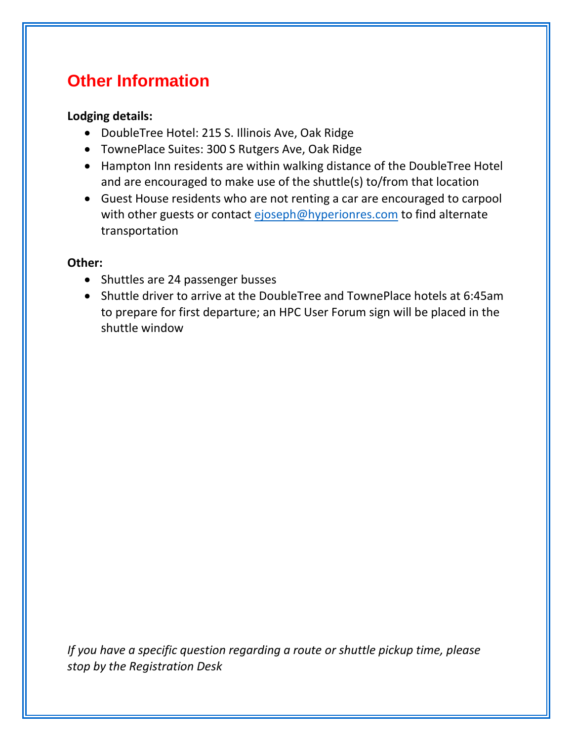## Other Information

**Lodging details:**

- DoubleTree Hotel: 215 S. Illinois Ave, Oak Ridge
- TownePlace Suites: 300 S Rutgers Ave, Oak Ridge
- Hampton Inn residents are within walking distance of the DoubleTree Hotel and are encouraged to make use of the shuttle(s) to/from that location
- Guest House residents who are not renting a car are encouraged to carpool with other guests or contact ejoseph@hyperionres.com to find alternate transportation

**Other:**

- Shuttles are 24 passenger busses
- Shuttle driver to arrive at the DoubleTree and TownePlace hotels at 6:45am to prepare for first departure; an HPC User Forum sign will be placed in the shuttle window

*If you have a specific question regarding a route or shuttle pickup time, please stop by the Registration Desk*